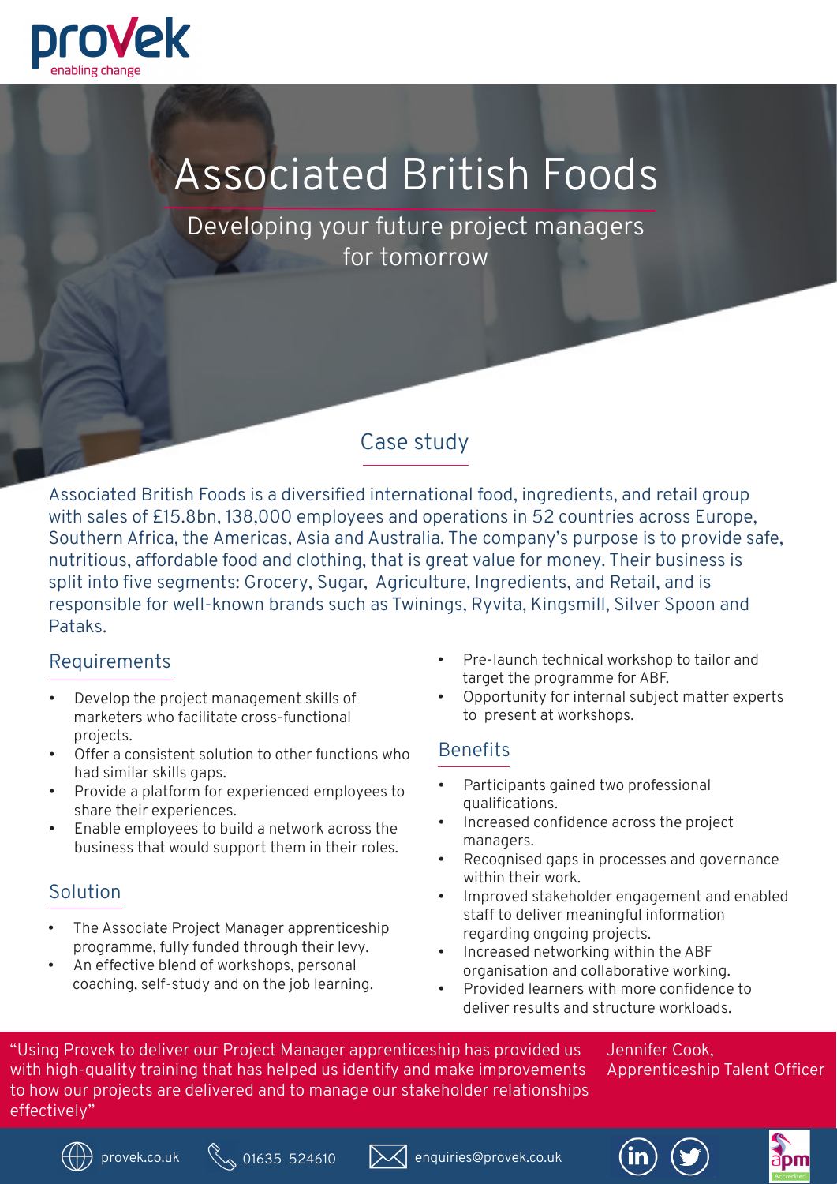provek
enabling change

# Associated British Foods

Developing your future project managers for tomorrow

## Case study

Associated British Foods is a diversified international food, ingredients, and retail group with sales of £15.8bn, 138,000 employees and operations in 52 countries across Europe, Southern Africa, the Americas, Asia and Australia. The company's purpose is to provide safe, nutritious, affordable food and clothing, that is great value for money. Their business is split into five segments: Grocery, Sugar, Agriculture, Ingredients, and Retail, and is responsible for well-known brands such as Twinings, Ryvita, Kingsmill, Silver Spoon and Pataks.

### Requirements

- Develop the project management skills of marketers who facilitate cross-functional projects.
- Offer a consistent solution to other functions who had similar skills gaps.
- Provide a platform for experienced employees to share their experiences.
- Enable employees to build a network across the business that would support them in their roles.

### Solution

- The Associate Project Manager apprenticeship programme, fully funded through their levy.
- An effective blend of workshops, personal coaching, self-study and on the job learning.
- Pre-launch technical workshop to tailor and target the programme for ABF.
- Opportunity for internal subject matter experts to present at workshops.

### Benefits

- Participants gained two professional qualifications.
- Increased confidence across the project managers.
- Recognised gaps in processes and governance within their work.
- Improved stakeholder engagement and enabled staff to deliver meaningful information regarding ongoing projects.
- Increased networking within the ABF organisation and collaborative working.
- Provided learners with more confidence to deliver results and structure workloads.

"Using Provek to deliver our Project Manager apprenticeship has provided us with high-quality training that has helped us identify and make improvements to how our projects are delivered and to manage our stakeholder relationships effectively"

Jennifer Cook,
Apprenticeship Talent Officer

provek.co.uk | 01635 524610 | enquiries@provek.co.uk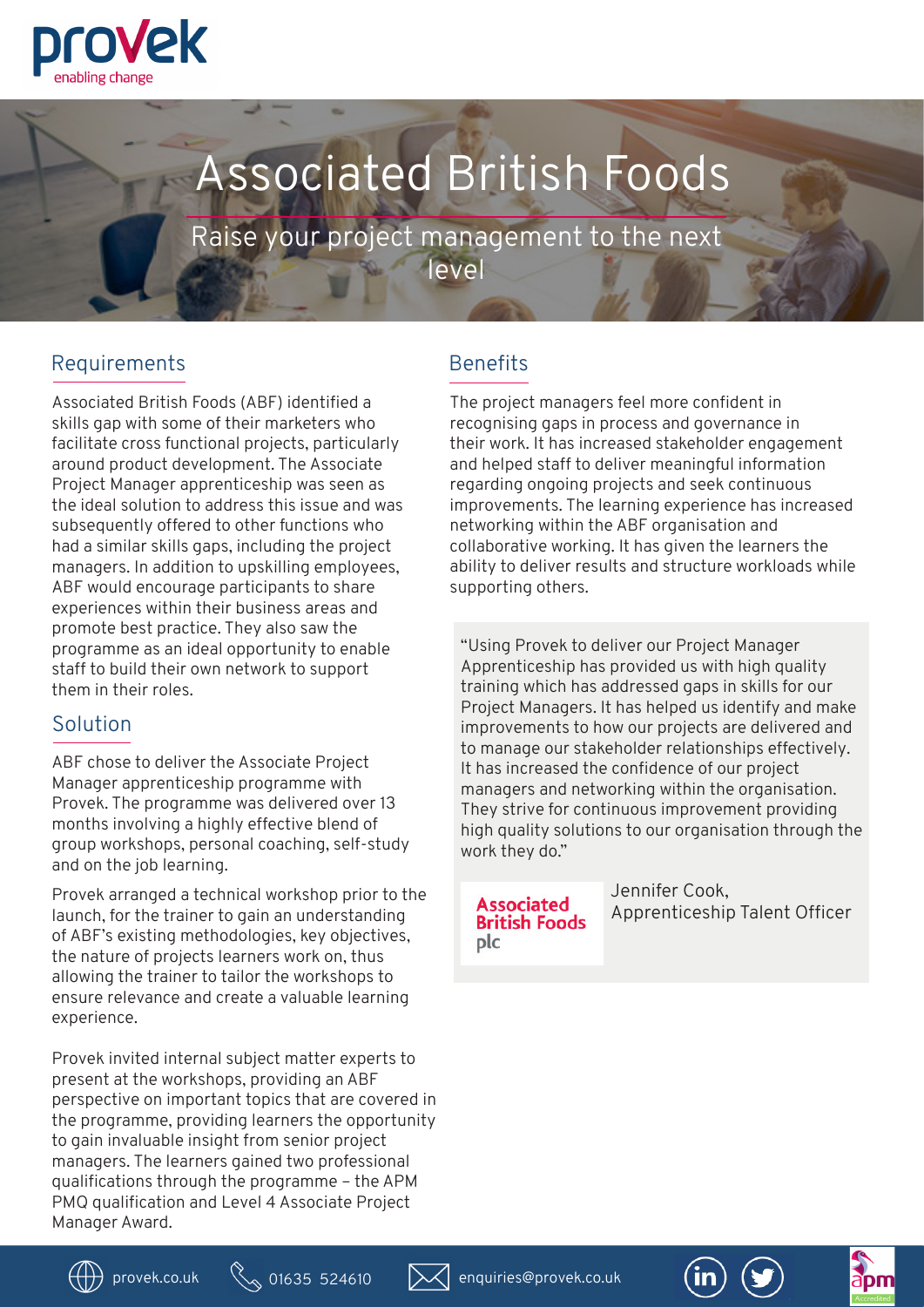provek
enabling change

# Associated British Foods

Raise your project management to the next level

## Requirements

Associated British Foods (ABF) identified a skills gap with some of their marketers who facilitate cross functional projects, particularly around product development. The Associate Project Manager apprenticeship was seen as the ideal solution to address this issue and was subsequently offered to other functions who had a similar skills gaps, including the project managers. In addition to upskilling employees, ABF would encourage participants to share experiences within their business areas and promote best practice. They also saw the programme as an ideal opportunity to enable staff to build their own network to support them in their roles.

## Solution

ABF chose to deliver the Associate Project Manager apprenticeship programme with Provek. The programme was delivered over 13 months involving a highly effective blend of group workshops, personal coaching, self-study and on the job learning.

Provek arranged a technical workshop prior to the launch, for the trainer to gain an understanding of ABF's existing methodologies, key objectives, the nature of projects learners work on, thus allowing the trainer to tailor the workshops to ensure relevance and create a valuable learning experience.

Provek invited internal subject matter experts to present at the workshops, providing an ABF perspective on important topics that are covered in the programme, providing learners the opportunity to gain invaluable insight from senior project managers. The learners gained two professional qualifications through the programme – the APM PMQ qualification and Level 4 Associate Project Manager Award.

## Benefits

The project managers feel more confident in recognising gaps in process and governance in their work. It has increased stakeholder engagement and helped staff to deliver meaningful information regarding ongoing projects and seek continuous improvements. The learning experience has increased networking within the ABF organisation and collaborative working. It has given the learners the ability to deliver results and structure workloads while supporting others.

> "Using Provek to deliver our Project Manager Apprenticeship has provided us with high quality training which has addressed gaps in skills for our Project Managers. It has helped us identify and make improvements to how our projects are delivered and to manage our stakeholder relationships effectively. It has increased the confidence of our project managers and networking within the organisation. They strive for continuous improvement providing high quality solutions to our organisation through the work they do."

Associated British Foods plc

Jennifer Cook,
Apprenticeship Talent Officer

provek.co.uk | 01635 524610 | enquiries@provek.co.uk